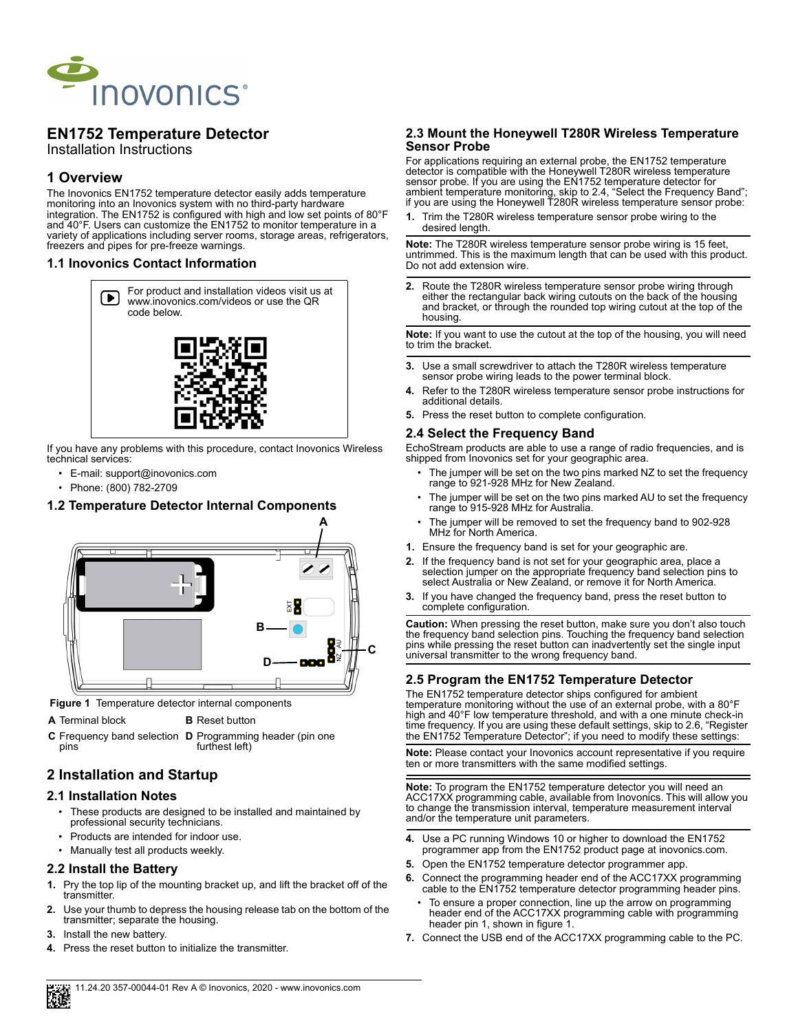# EN1752 Temperature Detector

Installation Instructions

## 1 Overview

The Inovonics EN1752 temperature detector easily adds temperature monitoring into an Inovonics system with no third-party hardware integration. The EN1752 is configured with high and low set points of 80°F and 40°F. Users can customize the EN1752 to monitor temperature in a variety of applications including server rooms, storage areas, refrigerators, freezers and pipes for pre-freeze warnings.

### 1.1 Inovonics Contact Information

For product and installation videos visit us at www.inovonics.com/videos or use the QR code below.

If you have any problems with this procedure, contact Inovonics Wireless technical services:

- E-mail: support@inovonics.com
- Phone: (800) 782-2709

### 1.2 Temperature Detector Internal Components

**Figure 1** Temperature detector internal components

| | |
|---|---|
| **A** Terminal block | **B** Reset button |
| **C** Frequency band selection pins | **D** Programming header (pin one furthest left) |

## 2 Installation and Startup

### 2.1 Installation Notes

- These products are designed to be installed and maintained by professional security technicians.
- Products are intended for indoor use.
- Manually test all products weekly.

### 2.2 Install the Battery

1. Pry the top lip of the mounting bracket up, and lift the bracket off of the transmitter.
2. Use your thumb to depress the housing release tab on the bottom of the transmitter; separate the housing.
3. Install the new battery.
4. Press the reset button to initialize the transmitter.

### 2.3 Mount the Honeywell T280R Wireless Temperature Sensor Probe

For applications requiring an external probe, the EN1752 temperature detector is compatible with the Honeywell T280R wireless temperature sensor probe. If you are using the EN1752 temperature detector for ambient temperature monitoring, skip to 2.4, "Select the Frequency Band"; if you are using the Honeywell T280R wireless temperature sensor probe:

1. Trim the T280R wireless temperature sensor probe wiring to the desired length.

**Note:** The T280R wireless temperature sensor probe wiring is 15 feet, untrimmed. This is the maximum length that can be used with this product. Do not add extension wire.

2. Route the T280R wireless temperature sensor probe wiring through either the rectangular back wiring cutouts on the back of the housing and bracket, or through the rounded top wiring cutout at the top of the housing.

**Note:** If you want to use the cutout at the top of the housing, you will need to trim the bracket.

3. Use a small screwdriver to attach the T280R wireless temperature sensor probe wiring leads to the power terminal block.
4. Refer to the T280R wireless temperature sensor probe instructions for additional details.
5. Press the reset button to complete configuration.

### 2.4 Select the Frequency Band

EchoStream products are able to use a range of radio frequencies, and is shipped from Inovonics set for your geographic area.

- The jumper will be set on the two pins marked NZ to set the frequency range to 921-928 MHz for New Zealand.
- The jumper will be set on the two pins marked AU to set the frequency range to 915-928 MHz for Australia.
- The jumper will be removed to set the frequency band to 902-928 MHz for North America.

1. Ensure the frequency band is set for your geographic are.
2. If the frequency band is not set for your geographic area, place a selection jumper on the appropriate frequency band selection pins to select Australia or New Zealand, or remove it for North America.
3. If you have changed the frequency band, press the reset button to complete configuration.

**Caution:** When pressing the reset button, make sure you don't also touch the frequency band selection pins. Touching the frequency band selection pins while pressing the reset button can inadvertently set the single input universal transmitter to the wrong frequency band.

### 2.5 Program the EN1752 Temperature Detector

The EN1752 temperature detector ships configured for ambient temperature monitoring without the use of an external probe, with a 80°F high and 40°F low temperature threshold, and with a one minute check-in time frequency. If you are using these default settings, skip to 2.6, "Register the EN1752 Temperature Detector"; if you need to modify these settings:

**Note:** Please contact your Inovonics account representative if you require ten or more transmitters with the same modified settings.

**Note:** To program the EN1752 temperature detector you will need an ACC17XX programming cable, available from Inovonics. This will allow you to change the transmission interval, temperature measurement interval and/or the temperature unit parameters.

4. Use a PC running Windows 10 or higher to download the EN1752 programmer app from the EN1752 product page at inovonics.com.
5. Open the EN1752 temperature detector programmer app.
6. Connect the programming header end of the ACC17XX programming cable to the EN1752 temperature detector programming header pins.
   - To ensure a proper connection, line up the arrow on programming header end of the ACC17XX programming cable with programming header pin 1, shown in figure 1.
7. Connect the USB end of the ACC17XX programming cable to the PC.

11.24.20 357-00044-01 Rev A © Inovonics, 2020 - www.inovonics.com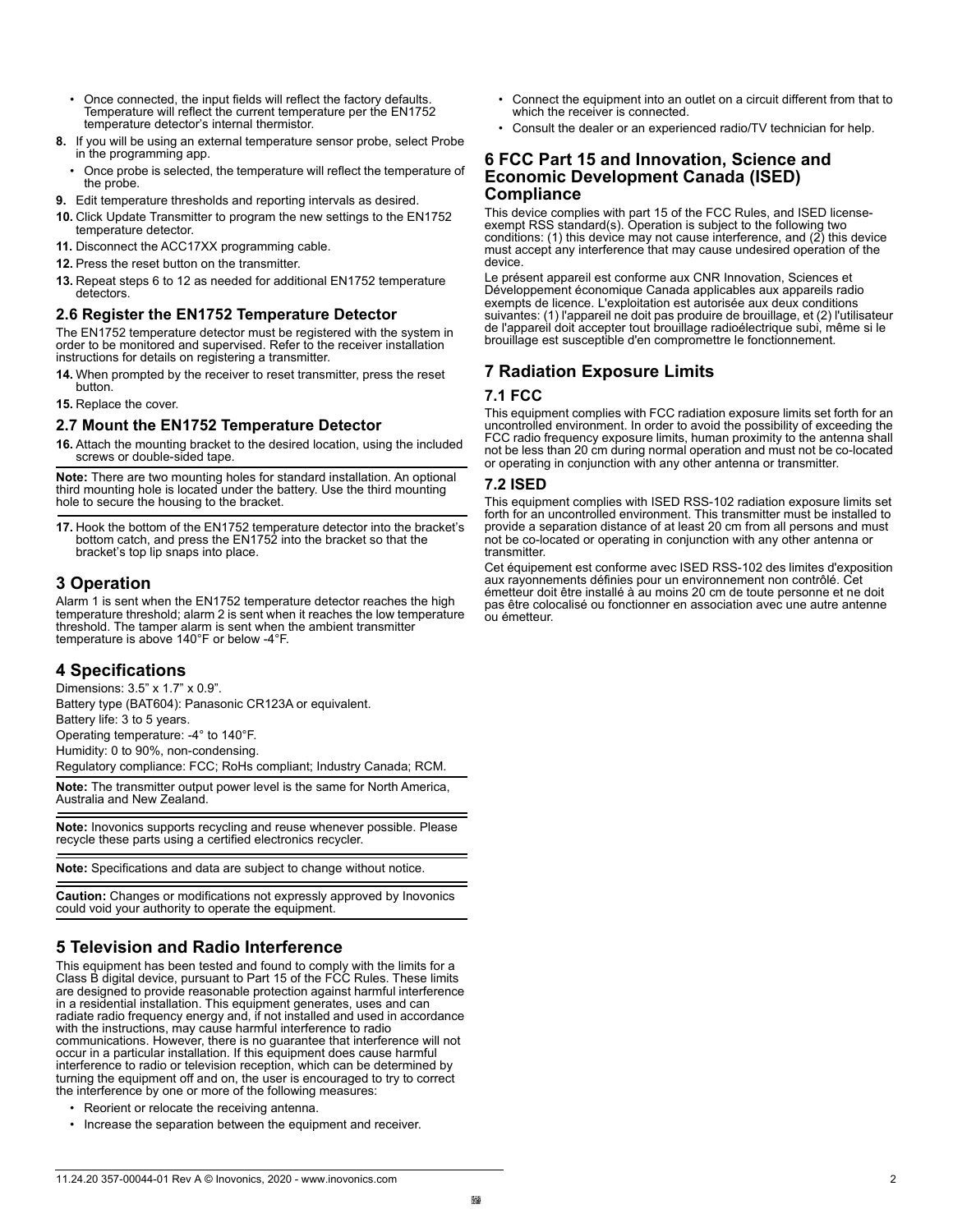- Once connected, the input fields will reflect the factory defaults. Temperature will reflect the current temperature per the EN1752 temperature detector's internal thermistor.

**8.** If you will be using an external temperature sensor probe, select Probe in the programming app.

- Once probe is selected, the temperature will reflect the temperature of the probe.

**9.** Edit temperature thresholds and reporting intervals as desired.

**10.** Click Update Transmitter to program the new settings to the EN1752 temperature detector.

**11.** Disconnect the ACC17XX programming cable.

**12.** Press the reset button on the transmitter.

**13.** Repeat steps 6 to 12 as needed for additional EN1752 temperature detectors.

### 2.6 Register the EN1752 Temperature Detector

The EN1752 temperature detector must be registered with the system in order to be monitored and supervised. Refer to the receiver installation instructions for details on registering a transmitter.

**14.** When prompted by the receiver to reset transmitter, press the reset button.

**15.** Replace the cover.

### 2.7 Mount the EN1752 Temperature Detector

**16.** Attach the mounting bracket to the desired location, using the included screws or double-sided tape.

**Note:** There are two mounting holes for standard installation. An optional third mounting hole is located under the battery. Use the third mounting hole to secure the housing to the bracket.

**17.** Hook the bottom of the EN1752 temperature detector into the bracket's bottom catch, and press the EN1752 into the bracket so that the bracket's top lip snaps into place.

## 3 Operation

Alarm 1 is sent when the EN1752 temperature detector reaches the high temperature threshold; alarm 2 is sent when it reaches the low temperature threshold. The tamper alarm is sent when the ambient transmitter temperature is above 140°F or below -4°F.

## 4 Specifications

Dimensions: 3.5" x 1.7" x 0.9".

Battery type (BAT604): Panasonic CR123A or equivalent.

Battery life: 3 to 5 years.

Operating temperature: -4° to 140°F.

Humidity: 0 to 90%, non-condensing.

Regulatory compliance: FCC; RoHs compliant; Industry Canada; RCM.

**Note:** The transmitter output power level is the same for North America, Australia and New Zealand.

**Note:** Inovonics supports recycling and reuse whenever possible. Please recycle these parts using a certified electronics recycler.

**Note:** Specifications and data are subject to change without notice.

**Caution:** Changes or modifications not expressly approved by Inovonics could void your authority to operate the equipment.

## 5 Television and Radio Interference

This equipment has been tested and found to comply with the limits for a Class B digital device, pursuant to Part 15 of the FCC Rules. These limits are designed to provide reasonable protection against harmful interference in a residential installation. This equipment generates, uses and can radiate radio frequency energy and, if not installed and used in accordance with the instructions, may cause harmful interference to radio communications. However, there is no guarantee that interference will not occur in a particular installation. If this equipment does cause harmful interference to radio or television reception, which can be determined by turning the equipment off and on, the user is encouraged to try to correct the interference by one or more of the following measures:

- Reorient or relocate the receiving antenna.
- Increase the separation between the equipment and receiver.
- Connect the equipment into an outlet on a circuit different from that to which the receiver is connected.
- Consult the dealer or an experienced radio/TV technician for help.

## 6 FCC Part 15 and Innovation, Science and Economic Development Canada (ISED) Compliance

This device complies with part 15 of the FCC Rules, and ISED license-exempt RSS standard(s). Operation is subject to the following two conditions: (1) this device may not cause interference, and (2) this device must accept any interference that may cause undesired operation of the device.

Le présent appareil est conforme aux CNR Innovation, Sciences et Développement économique Canada applicables aux appareils radio exempts de licence. L'exploitation est autorisée aux deux conditions suivantes: (1) l'appareil ne doit pas produire de brouillage, et (2) l'utilisateur de l'appareil doit accepter tout brouillage radioélectrique subi, même si le brouillage est susceptible d'en compromettre le fonctionnement.

## 7 Radiation Exposure Limits

### 7.1 FCC

This equipment complies with FCC radiation exposure limits set forth for an uncontrolled environment. In order to avoid the possibility of exceeding the FCC radio frequency exposure limits, human proximity to the antenna shall not be less than 20 cm during normal operation and must not be co-located or operating in conjunction with any other antenna or transmitter.

### 7.2 ISED

This equipment complies with ISED RSS-102 radiation exposure limits set forth for an uncontrolled environment. This transmitter must be installed to provide a separation distance of at least 20 cm from all persons and must not be co-located or operating in conjunction with any other antenna or transmitter.

Cet équipement est conforme avec ISED RSS-102 des limites d'exposition aux rayonnements définies pour un environnement non contrôlé. Cet émetteur doit être installé à au moins 20 cm de toute personne et ne doit pas être colocalisé ou fonctionner en association avec une autre antenne ou émetteur.